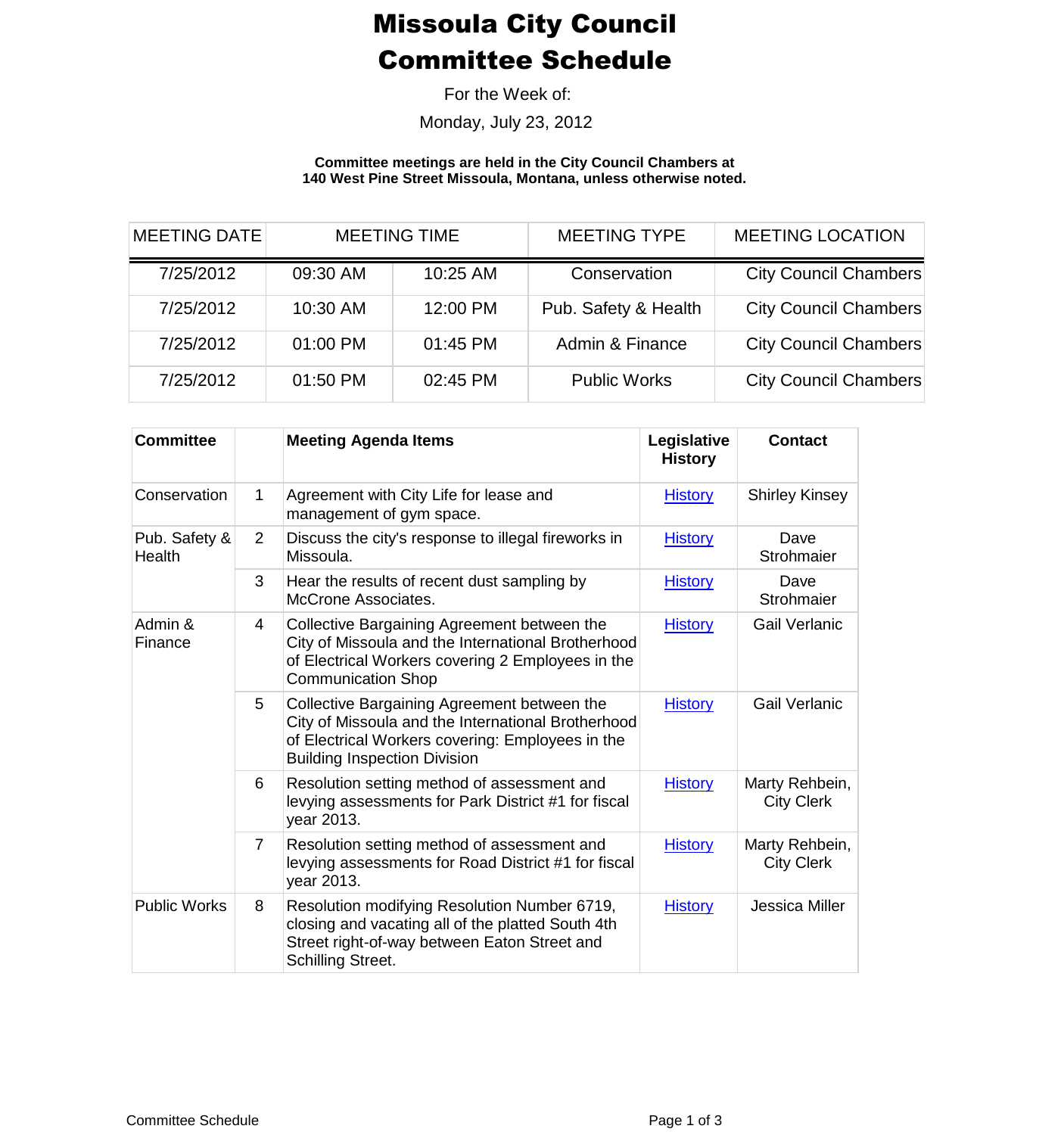# Missoula City Council Committee Schedule

For the Week of:

Monday, July 23, 2012

**Committee meetings are held in the City Council Chambers at 140 West Pine Street Missoula, Montana, unless otherwise noted.**

| MEETING DATE | MEETING TIME | | MEETING TYPE | MEETING LOCATION |
|---|---|---|---|---|
| 7/25/2012 | 09:30 AM | 10:25 AM | Conservation | City Council Chambers |
| 7/25/2012 | 10:30 AM | 12:00 PM | Pub. Safety & Health | City Council Chambers |
| 7/25/2012 | 01:00 PM | 01:45 PM | Admin & Finance | City Council Chambers |
| 7/25/2012 | 01:50 PM | 02:45 PM | Public Works | City Council Chambers |

| Committee | | Meeting Agenda Items | Legislative History | Contact |
|---|---|---|---|---|
| Conservation | 1 | Agreement with City Life for lease and management of gym space. | History | Shirley Kinsey |
| Pub. Safety & Health | 2 | Discuss the city's response to illegal fireworks in Missoula. | History | Dave Strohmaier |
| | 3 | Hear the results of recent dust sampling by McCrone Associates. | History | Dave Strohmaier |
| Admin & Finance | 4 | Collective Bargaining Agreement between the City of Missoula and the International Brotherhood of Electrical Workers covering 2 Employees in the Communication Shop | History | Gail Verlanic |
| | 5 | Collective Bargaining Agreement between the City of Missoula and the International Brotherhood of Electrical Workers covering: Employees in the Building Inspection Division | History | Gail Verlanic |
| | 6 | Resolution setting method of assessment and levying assessments for Park District #1 for fiscal year 2013. | History | Marty Rehbein, City Clerk |
| | 7 | Resolution setting method of assessment and levying assessments for Road District #1 for fiscal year 2013. | History | Marty Rehbein, City Clerk |
| Public Works | 8 | Resolution modifying Resolution Number 6719, closing and vacating all of the platted South 4th Street right-of-way between Eaton Street and Schilling Street. | History | Jessica Miller |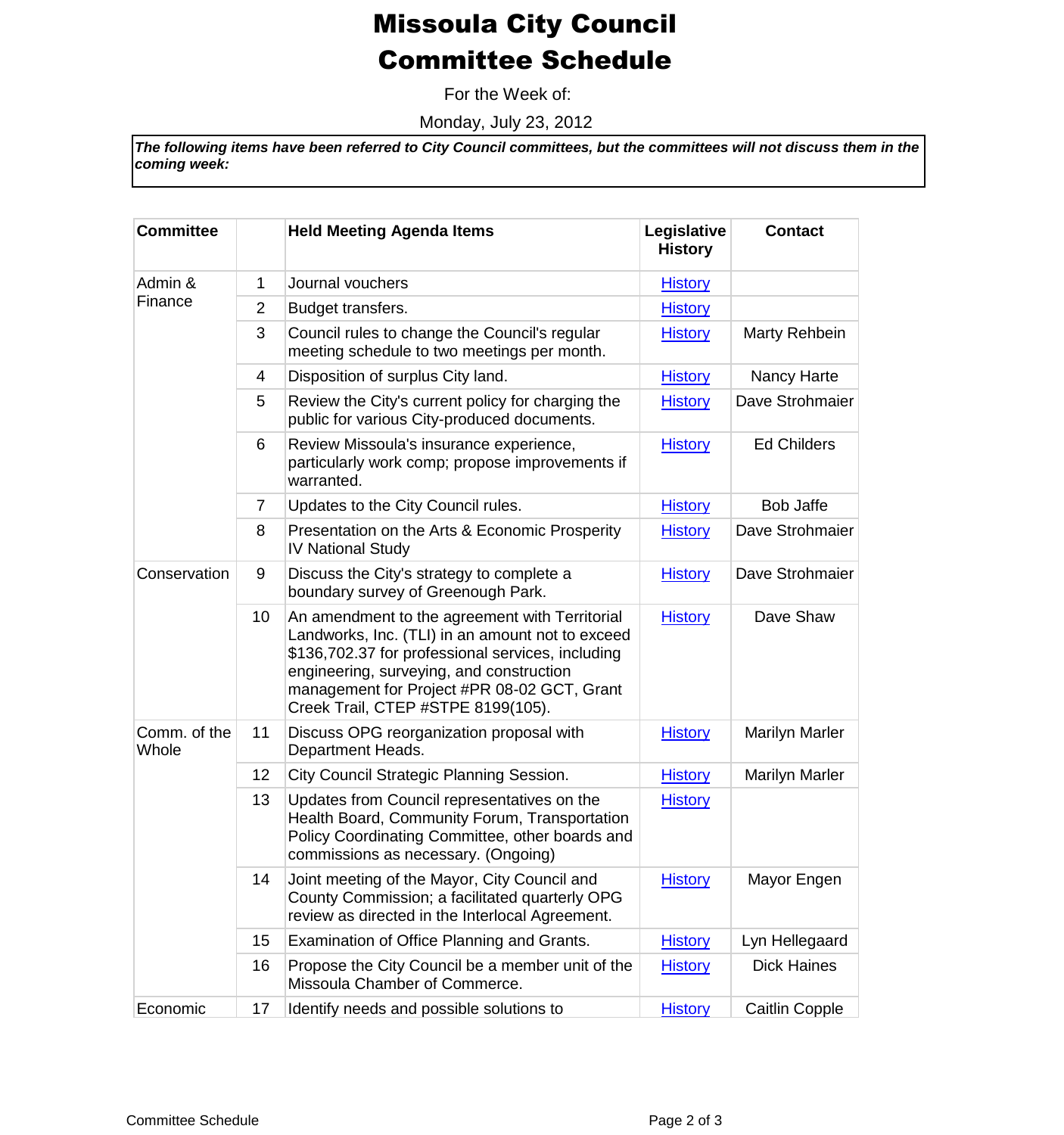# Missoula City Council
# Committee Schedule

For the Week of:

Monday, July 23, 2012

***The following items have been referred to City Council committees, but the committees will not discuss them in the coming week:***

| Committee | | Held Meeting Agenda Items | Legislative History | Contact |
|---|---|---|---|---|
| Admin & Finance | 1 | Journal vouchers | History | |
| | 2 | Budget transfers. | History | |
| | 3 | Council rules to change the Council's regular meeting schedule to two meetings per month. | History | Marty Rehbein |
| | 4 | Disposition of surplus City land. | History | Nancy Harte |
| | 5 | Review the City's current policy for charging the public for various City-produced documents. | History | Dave Strohmaier |
| | 6 | Review Missoula's insurance experience, particularly work comp; propose improvements if warranted. | History | Ed Childers |
| | 7 | Updates to the City Council rules. | History | Bob Jaffe |
| | 8 | Presentation on the Arts & Economic Prosperity IV National Study | History | Dave Strohmaier |
| Conservation | 9 | Discuss the City's strategy to complete a boundary survey of Greenough Park. | History | Dave Strohmaier |
| | 10 | An amendment to the agreement with Territorial Landworks, Inc. (TLI) in an amount not to exceed $136,702.37 for professional services, including engineering, surveying, and construction management for Project #PR 08-02 GCT, Grant Creek Trail, CTEP #STPE 8199(105). | History | Dave Shaw |
| Comm. of the Whole | 11 | Discuss OPG reorganization proposal with Department Heads. | History | Marilyn Marler |
| | 12 | City Council Strategic Planning Session. | History | Marilyn Marler |
| | 13 | Updates from Council representatives on the Health Board, Community Forum, Transportation Policy Coordinating Committee, other boards and commissions as necessary. (Ongoing) | History | |
| | 14 | Joint meeting of the Mayor, City Council and County Commission; a facilitated quarterly OPG review as directed in the Interlocal Agreement. | History | Mayor Engen |
| | 15 | Examination of Office Planning and Grants. | History | Lyn Hellegaard |
| | 16 | Propose the City Council be a member unit of the Missoula Chamber of Commerce. | History | Dick Haines |
| Economic | 17 | Identify needs and possible solutions to | History | Caitlin Copple |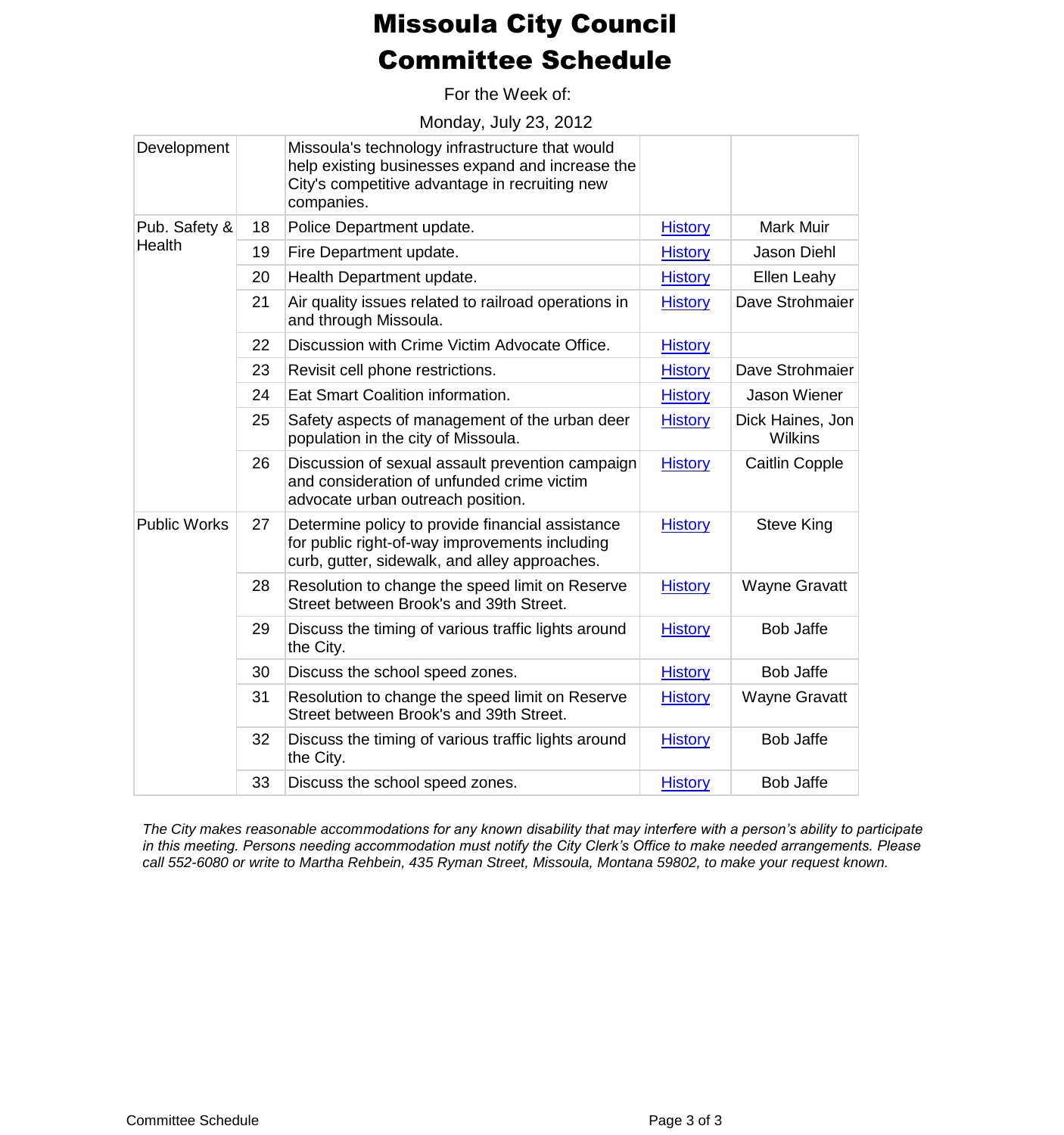# Missoula City Council Committee Schedule

For the Week of:

Monday, July 23, 2012

| | | | | |
|---|---|---|---|---|
| Development | | Missoula's technology infrastructure that would help existing businesses expand and increase the City's competitive advantage in recruiting new companies. | | |
| Pub. Safety & Health | 18 | Police Department update. | History | Mark Muir |
| | 19 | Fire Department update. | History | Jason Diehl |
| | 20 | Health Department update. | History | Ellen Leahy |
| | 21 | Air quality issues related to railroad operations in and through Missoula. | History | Dave Strohmaier |
| | 22 | Discussion with Crime Victim Advocate Office. | History | |
| | 23 | Revisit cell phone restrictions. | History | Dave Strohmaier |
| | 24 | Eat Smart Coalition information. | History | Jason Wiener |
| | 25 | Safety aspects of management of the urban deer population in the city of Missoula. | History | Dick Haines, Jon Wilkins |
| | 26 | Discussion of sexual assault prevention campaign and consideration of unfunded crime victim advocate urban outreach position. | History | Caitlin Copple |
| Public Works | 27 | Determine policy to provide financial assistance for public right-of-way improvements including curb, gutter, sidewalk, and alley approaches. | History | Steve King |
| | 28 | Resolution to change the speed limit on Reserve Street between Brook's and 39th Street. | History | Wayne Gravatt |
| | 29 | Discuss the timing of various traffic lights around the City. | History | Bob Jaffe |
| | 30 | Discuss the school speed zones. | History | Bob Jaffe |
| | 31 | Resolution to change the speed limit on Reserve Street between Brook's and 39th Street. | History | Wayne Gravatt |
| | 32 | Discuss the timing of various traffic lights around the City. | History | Bob Jaffe |
| | 33 | Discuss the school speed zones. | History | Bob Jaffe |

*The City makes reasonable accommodations for any known disability that may interfere with a person's ability to participate in this meeting. Persons needing accommodation must notify the City Clerk's Office to make needed arrangements. Please call 552-6080 or write to Martha Rehbein, 435 Ryman Street, Missoula, Montana 59802, to make your request known.*